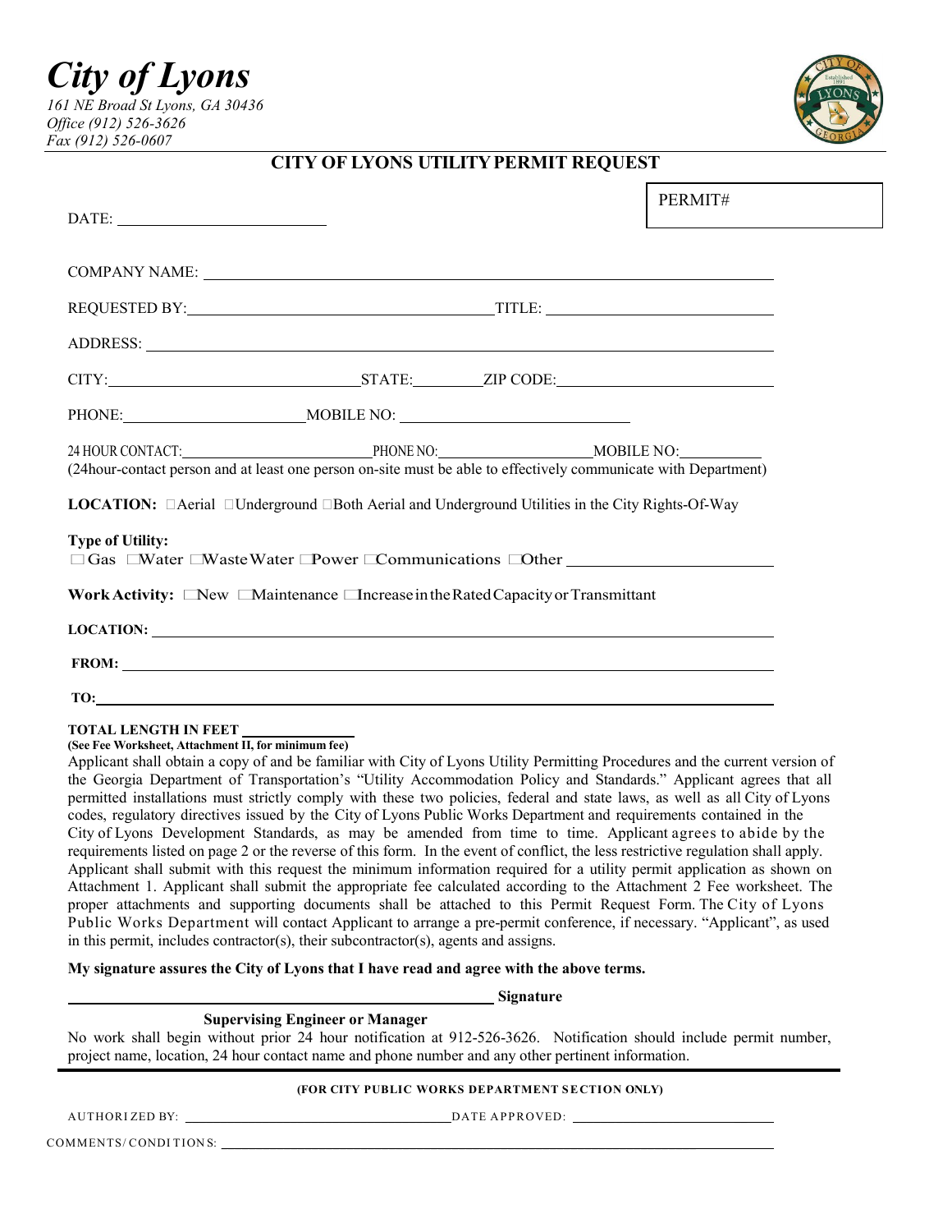# *City of Lyons*

*161 NE Broad St Lyons, GA 30436*
*Office (912) 526-3626*
*Fax (912) 526-0607*

## CITY OF LYONS UTILITY PERMIT REQUEST

DATE: ____________________ PERMIT# ____________

COMPANY NAME: ____________________

REQUESTED BY: ____________________ TITLE: ____________________

ADDRESS: ____________________

CITY: ____________________ STATE: ________ ZIP CODE: ____________________

PHONE: ____________________ MOBILE NO: ____________________

24 HOUR CONTACT: ____________________ PHONE NO: ____________________ MOBILE NO: ____________

(24hour-contact person and at least one person on-site must be able to effectively communicate with Department)

**LOCATION:** ☐Aerial ☐Underground ☐Both Aerial and Underground Utilities in the City Rights-Of-Way

**Type of Utility:**
☐Gas ☐Water ☐Waste Water ☐Power ☐Communications ☐Other ____________________

**Work Activity:** ☐New ☐Maintenance ☐Increase in the Rated Capacity or Transmittant

**LOCATION:** ____________________

**FROM:** ____________________

**TO:** ____________________

**TOTAL LENGTH IN FEET** ____________
**(See Fee Worksheet, Attachment II, for minimum fee)**

Applicant shall obtain a copy of and be familiar with City of Lyons Utility Permitting Procedures and the current version of the Georgia Department of Transportation's "Utility Accommodation Policy and Standards." Applicant agrees that all permitted installations must strictly comply with these two policies, federal and state laws, as well as all City of Lyons codes, regulatory directives issued by the City of Lyons Public Works Department and requirements contained in the City of Lyons Development Standards, as may be amended from time to time. Applicant agrees to abide by the requirements listed on page 2 or the reverse of this form. In the event of conflict, the less restrictive regulation shall apply. Applicant shall submit with this request the minimum information required for a utility permit application as shown on Attachment 1. Applicant shall submit the appropriate fee calculated according to the Attachment 2 Fee worksheet. The proper attachments and supporting documents shall be attached to this Permit Request Form. The City of Lyons Public Works Department will contact Applicant to arrange a pre-permit conference, if necessary. "Applicant", as used in this permit, includes contractor(s), their subcontractor(s), agents and assigns.

**My signature assures the City of Lyons that I have read and agree with the above terms.**

____________________________________________ **Signature**

**Supervising Engineer or Manager**

No work shall begin without prior 24 hour notification at 912-526-3626. Notification should include permit number, project name, location, 24 hour contact name and phone number and any other pertinent information.

---

**(FOR CITY PUBLIC WORKS DEPARTMENT SECTION ONLY)**

AUTHORIZED BY: ____________________ DATE APPROVED: ____________________

COMMENTS/CONDITIONS: ____________________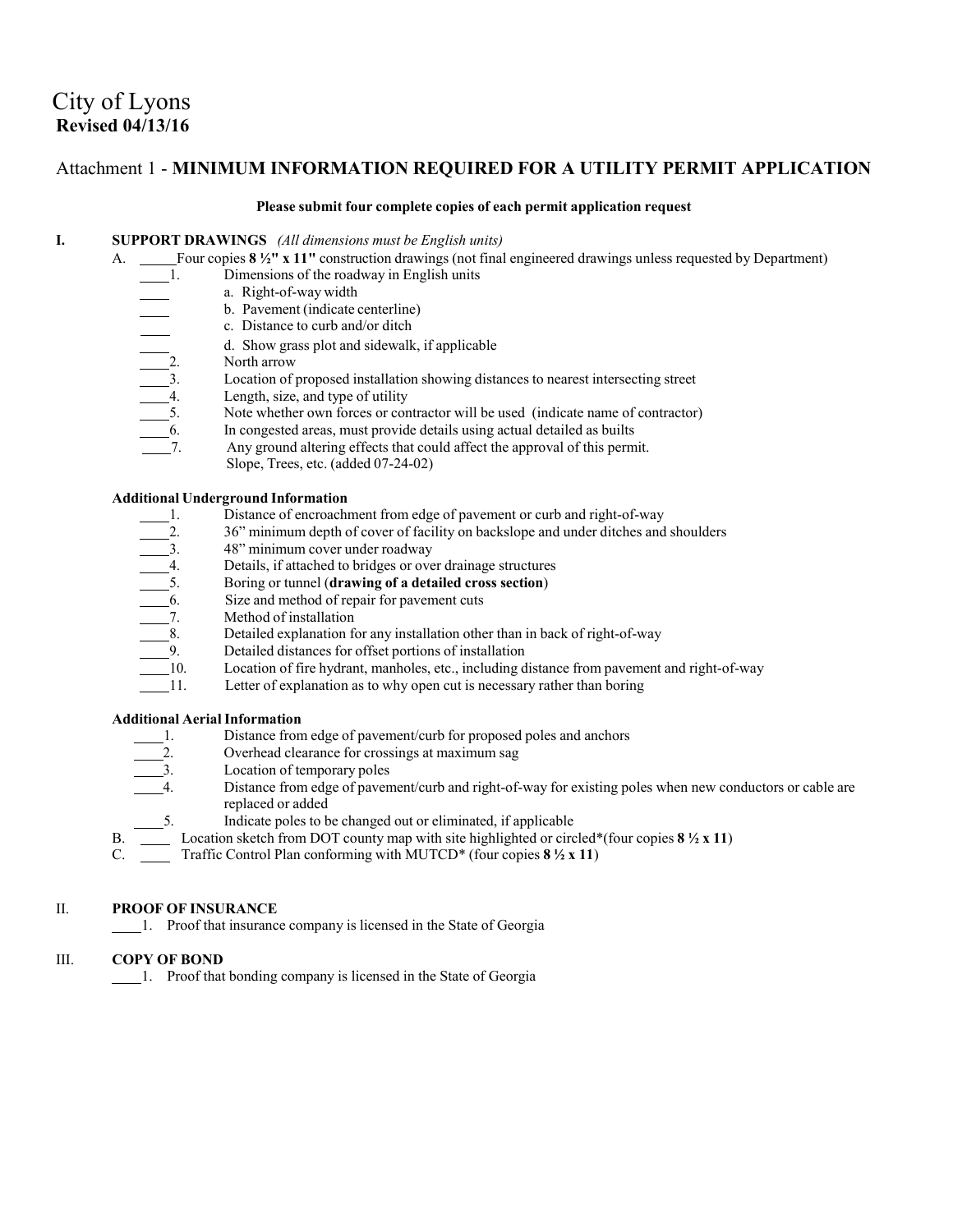# City of Lyons

**Revised 04/13/16**

## Attachment 1 - MINIMUM INFORMATION REQUIRED FOR A UTILITY PERMIT APPLICATION

**Please submit four complete copies of each permit application request**

**I. SUPPORT DRAWINGS** *(All dimensions must be English units)*

A. _____Four copies **8 ½" x 11"** construction drawings (not final engineered drawings unless requested by Department)

- ____1. Dimensions of the roadway in English units
  - ____ a. Right-of-way width
  - ____ b. Pavement (indicate centerline)
  - ____ c. Distance to curb and/or ditch
  - ____ d. Show grass plot and sidewalk, if applicable
- ____2. North arrow
- ____3. Location of proposed installation showing distances to nearest intersecting street
- ____4. Length, size, and type of utility
- ____5. Note whether own forces or contractor will be used (indicate name of contractor)
- ____6. In congested areas, must provide details using actual detailed as builts
- ____7. Any ground altering effects that could affect the approval of this permit. Slope, Trees, etc. (added 07-24-02)

**Additional Underground Information**

- ____1. Distance of encroachment from edge of pavement or curb and right-of-way
- ____2. 36" minimum depth of cover of facility on backslope and under ditches and shoulders
- ____3. 48" minimum cover under roadway
- ____4. Details, if attached to bridges or over drainage structures
- ____5. Boring or tunnel (**drawing of a detailed cross section**)
- ____6. Size and method of repair for pavement cuts
- ____7. Method of installation
- ____8. Detailed explanation for any installation other than in back of right-of-way
- ____9. Detailed distances for offset portions of installation
- ____10. Location of fire hydrant, manholes, etc., including distance from pavement and right-of-way
- ____11. Letter of explanation as to why open cut is necessary rather than boring

**Additional Aerial Information**

- ____1. Distance from edge of pavement/curb for proposed poles and anchors
- ____2. Overhead clearance for crossings at maximum sag
- ____3. Location of temporary poles
- ____4. Distance from edge of pavement/curb and right-of-way for existing poles when new conductors or cable are replaced or added
- ____5. Indicate poles to be changed out or eliminated, if applicable

B. ____ Location sketch from DOT county map with site highlighted or circled*(four copies **8 ½ x 11**)

C. ____ Traffic Control Plan conforming with MUTCD* (four copies **8 ½ x 11**)

**II. PROOF OF INSURANCE**

____1. Proof that insurance company is licensed in the State of Georgia

**III. COPY OF BOND**

____1. Proof that bonding company is licensed in the State of Georgia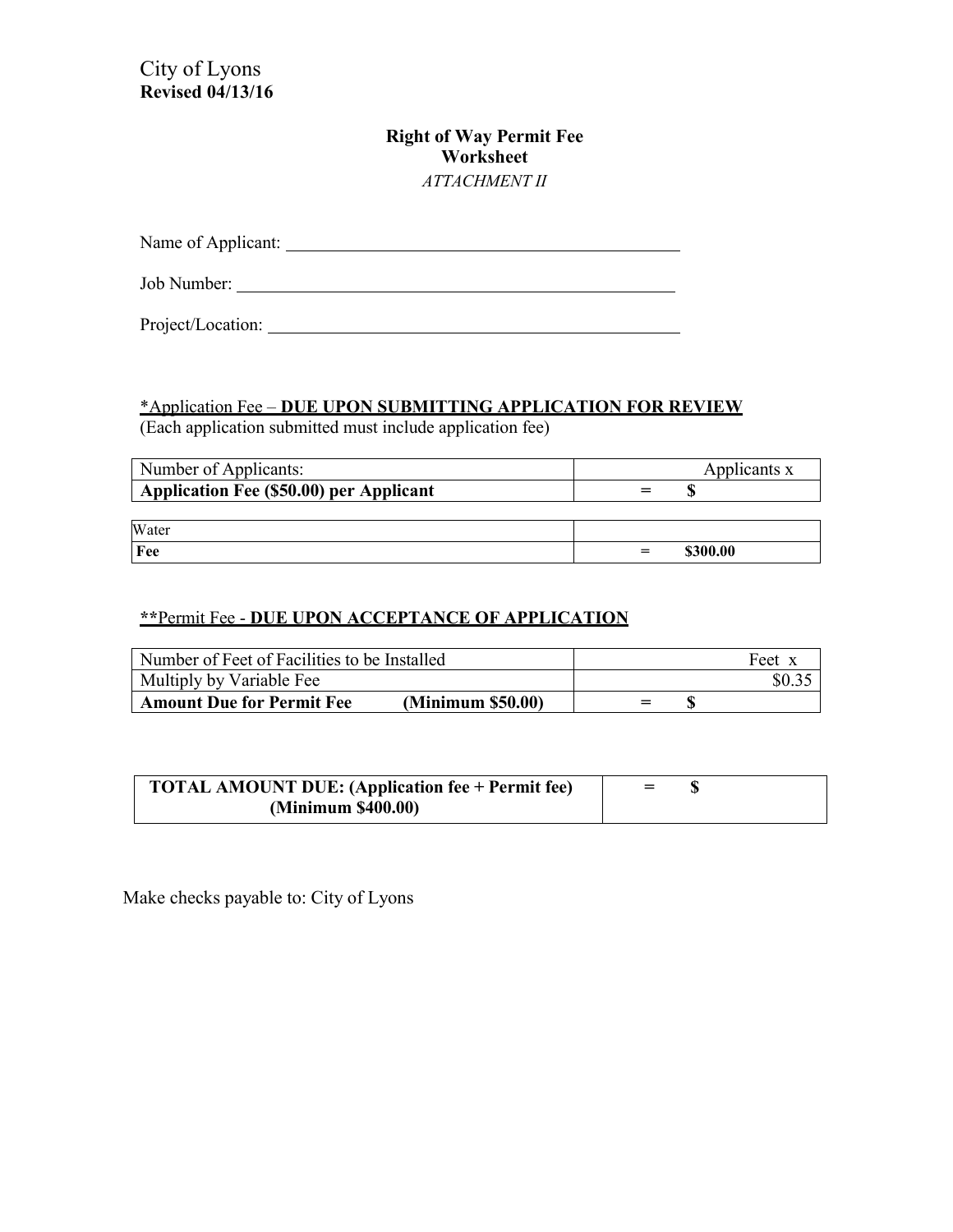City of Lyons
**Revised 04/13/16**

## Right of Way Permit Fee Worksheet

*ATTACHMENT II*

Name of Applicant: ______________________________

Job Number: ______________________________

Project/Location: ______________________________

<u>*Application Fee – **DUE UPON SUBMITTING APPLICATION FOR REVIEW**</u>
(Each application submitted must include application fee)

| Number of Applicants: | Applicants x |
| --- | --- |
| **Application Fee ($50.00) per Applicant** | = **$** |

| Water | |
| --- | --- |
| **Fee** | = **$300.00** |

<u>**\*\***Permit Fee - **DUE UPON ACCEPTANCE OF APPLICATION**</u>

| Number of Feet of Facilities to be Installed | Feet x |
| --- | --- |
| Multiply by Variable Fee | $0.35 |
| **Amount Due for Permit Fee (Minimum $50.00)** | = **$** |

| **TOTAL AMOUNT DUE: (Application fee + Permit fee) (Minimum $400.00)** | = **$** |
| --- | --- |

Make checks payable to: City of Lyons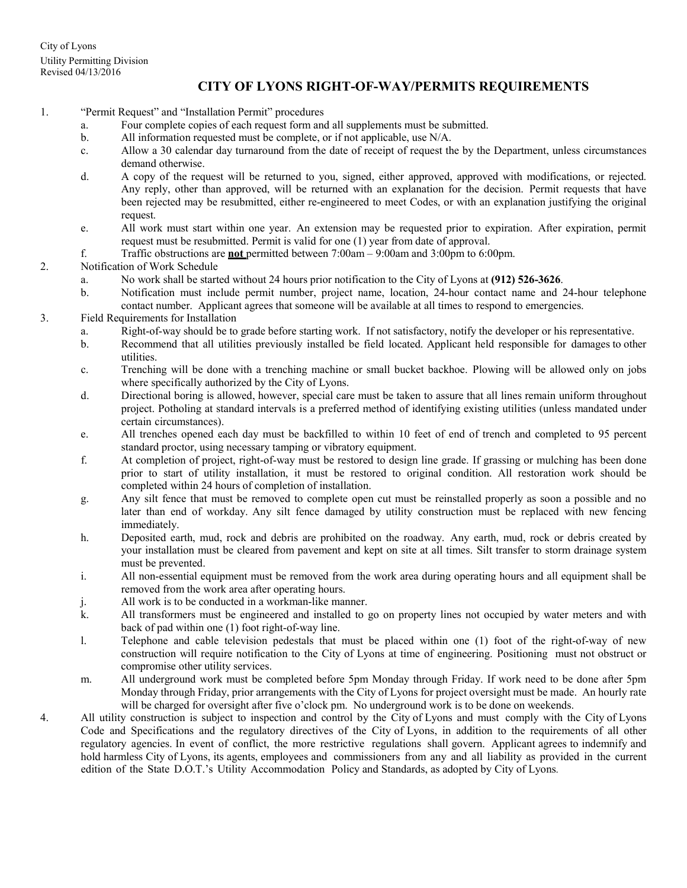City of Lyons
Utility Permitting Division
Revised 04/13/2016

# CITY OF LYONS RIGHT-OF-WAY/PERMITS REQUIREMENTS

1. "Permit Request" and "Installation Permit" procedures
   a. Four complete copies of each request form and all supplements must be submitted.
   b. All information requested must be complete, or if not applicable, use N/A.
   c. Allow a 30 calendar day turnaround from the date of receipt of request the by the Department, unless circumstances demand otherwise.
   d. A copy of the request will be returned to you, signed, either approved, approved with modifications, or rejected. Any reply, other than approved, will be returned with an explanation for the decision. Permit requests that have been rejected may be resubmitted, either re-engineered to meet Codes, or with an explanation justifying the original request.
   e. All work must start within one year. An extension may be requested prior to expiration. After expiration, permit request must be resubmitted. Permit is valid for one (1) year from date of approval.
   f. Traffic obstructions are <u>**not**</u> permitted between 7:00am – 9:00am and 3:00pm to 6:00pm.
2. Notification of Work Schedule
   a. No work shall be started without 24 hours prior notification to the City of Lyons at **(912) 526-3626**.
   b. Notification must include permit number, project name, location, 24-hour contact name and 24-hour telephone contact number. Applicant agrees that someone will be available at all times to respond to emergencies.
3. Field Requirements for Installation
   a. Right-of-way should be to grade before starting work. If not satisfactory, notify the developer or his representative.
   b. Recommend that all utilities previously installed be field located. Applicant held responsible for damages to other utilities.
   c. Trenching will be done with a trenching machine or small bucket backhoe. Plowing will be allowed only on jobs where specifically authorized by the City of Lyons.
   d. Directional boring is allowed, however, special care must be taken to assure that all lines remain uniform throughout project. Potholing at standard intervals is a preferred method of identifying existing utilities (unless mandated under certain circumstances).
   e. All trenches opened each day must be backfilled to within 10 feet of end of trench and completed to 95 percent standard proctor, using necessary tamping or vibratory equipment.
   f. At completion of project, right-of-way must be restored to design line grade. If grassing or mulching has been done prior to start of utility installation, it must be restored to original condition. All restoration work should be completed within 24 hours of completion of installation.
   g. Any silt fence that must be removed to complete open cut must be reinstalled properly as soon a possible and no later than end of workday. Any silt fence damaged by utility construction must be replaced with new fencing immediately.
   h. Deposited earth, mud, rock and debris are prohibited on the roadway. Any earth, mud, rock or debris created by your installation must be cleared from pavement and kept on site at all times. Silt transfer to storm drainage system must be prevented.
   i. All non-essential equipment must be removed from the work area during operating hours and all equipment shall be removed from the work area after operating hours.
   j. All work is to be conducted in a workman-like manner.
   k. All transformers must be engineered and installed to go on property lines not occupied by water meters and with back of pad within one (1) foot right-of-way line.
   l. Telephone and cable television pedestals that must be placed within one (1) foot of the right-of-way of new construction will require notification to the City of Lyons at time of engineering. Positioning must not obstruct or compromise other utility services.
   m. All underground work must be completed before 5pm Monday through Friday. If work need to be done after 5pm Monday through Friday, prior arrangements with the City of Lyons for project oversight must be made. An hourly rate will be charged for oversight after five o'clock pm. No underground work is to be done on weekends.
4. All utility construction is subject to inspection and control by the City of Lyons and must comply with the City of Lyons Code and Specifications and the regulatory directives of the City of Lyons, in addition to the requirements of all other regulatory agencies. In event of conflict, the more restrictive regulations shall govern. Applicant agrees to indemnify and hold harmless City of Lyons, its agents, employees and commissioners from any and all liability as provided in the current edition of the State D.O.T.'s Utility Accommodation Policy and Standards, as adopted by City of Lyons.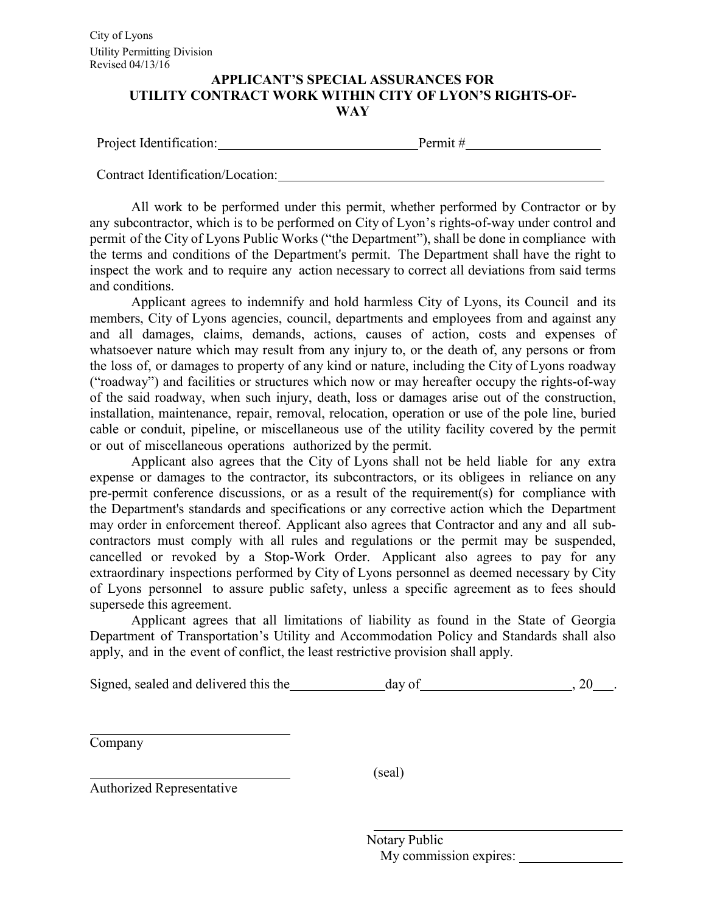City of Lyons
Utility Permitting Division
Revised 04/13/16

# APPLICANT'S SPECIAL ASSURANCES FOR UTILITY CONTRACT WORK WITHIN CITY OF LYON'S RIGHTS-OF-WAY

Project Identification:______________________________Permit #____________________

Contract Identification/Location:__________________________________________________

All work to be performed under this permit, whether performed by Contractor or by any subcontractor, which is to be performed on City of Lyon's rights-of-way under control and permit of the City of Lyons Public Works ("the Department"), shall be done in compliance with the terms and conditions of the Department's permit. The Department shall have the right to inspect the work and to require any action necessary to correct all deviations from said terms and conditions.

Applicant agrees to indemnify and hold harmless City of Lyons, its Council and its members, City of Lyons agencies, council, departments and employees from and against any and all damages, claims, demands, actions, causes of action, costs and expenses of whatsoever nature which may result from any injury to, or the death of, any persons or from the loss of, or damages to property of any kind or nature, including the City of Lyons roadway ("roadway") and facilities or structures which now or may hereafter occupy the rights-of-way of the said roadway, when such injury, death, loss or damages arise out of the construction, installation, maintenance, repair, removal, relocation, operation or use of the pole line, buried cable or conduit, pipeline, or miscellaneous use of the utility facility covered by the permit or out of miscellaneous operations authorized by the permit.

Applicant also agrees that the City of Lyons shall not be held liable for any extra expense or damages to the contractor, its subcontractors, or its obligees in reliance on any pre-permit conference discussions, or as a result of the requirement(s) for compliance with the Department's standards and specifications or any corrective action which the Department may order in enforcement thereof. Applicant also agrees that Contractor and any and all sub-contractors must comply with all rules and regulations or the permit may be suspended, cancelled or revoked by a Stop-Work Order. Applicant also agrees to pay for any extraordinary inspections performed by City of Lyons personnel as deemed necessary by City of Lyons personnel to assure public safety, unless a specific agreement as to fees should supersede this agreement.

Applicant agrees that all limitations of liability as found in the State of Georgia Department of Transportation's Utility and Accommodation Policy and Standards shall also apply, and in the event of conflict, the least restrictive provision shall apply.

Signed, sealed and delivered this the______________day of______________________, 20___.

______________________________
Company

______________________________ (seal)
Authorized Representative

______________________________
Notary Public
My commission expires: ________________